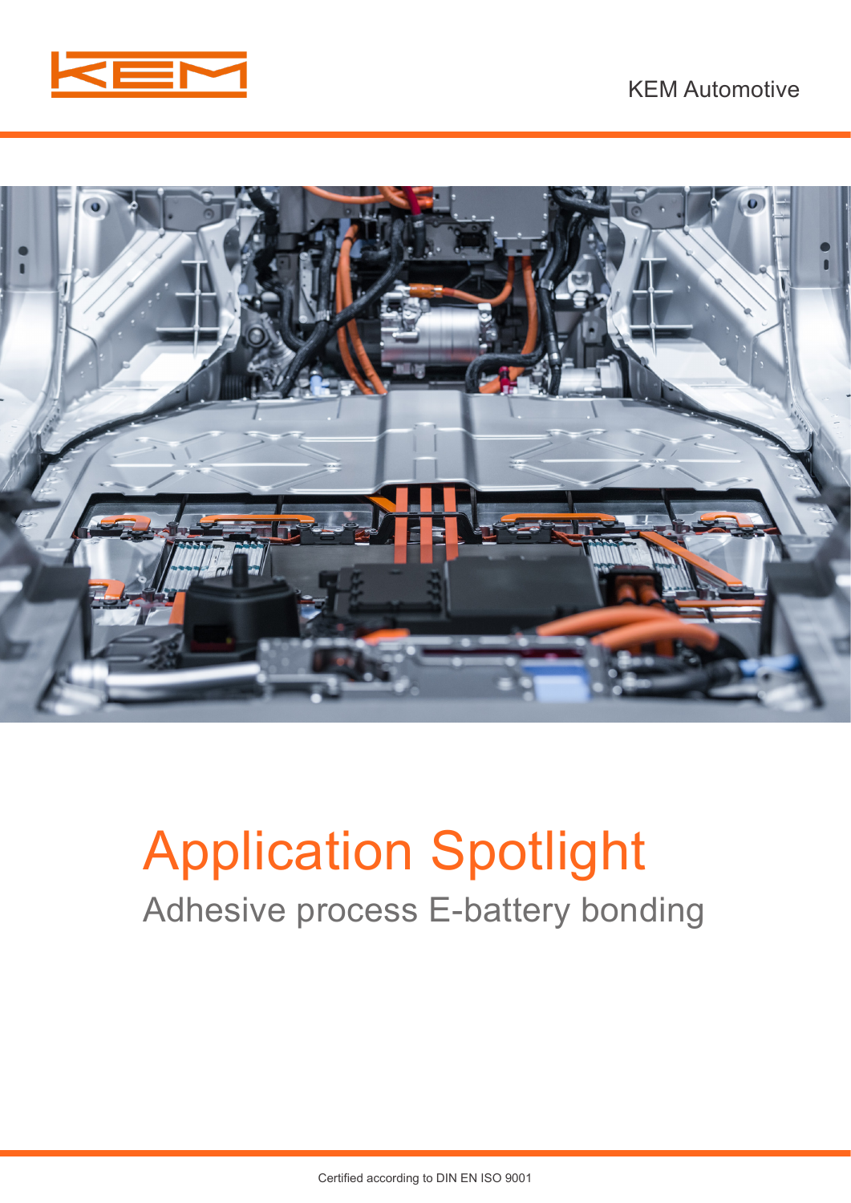KEM Automotive

# Application Spotlight

## Adhesive process E-battery bonding

Certified according to DIN EN ISO 9001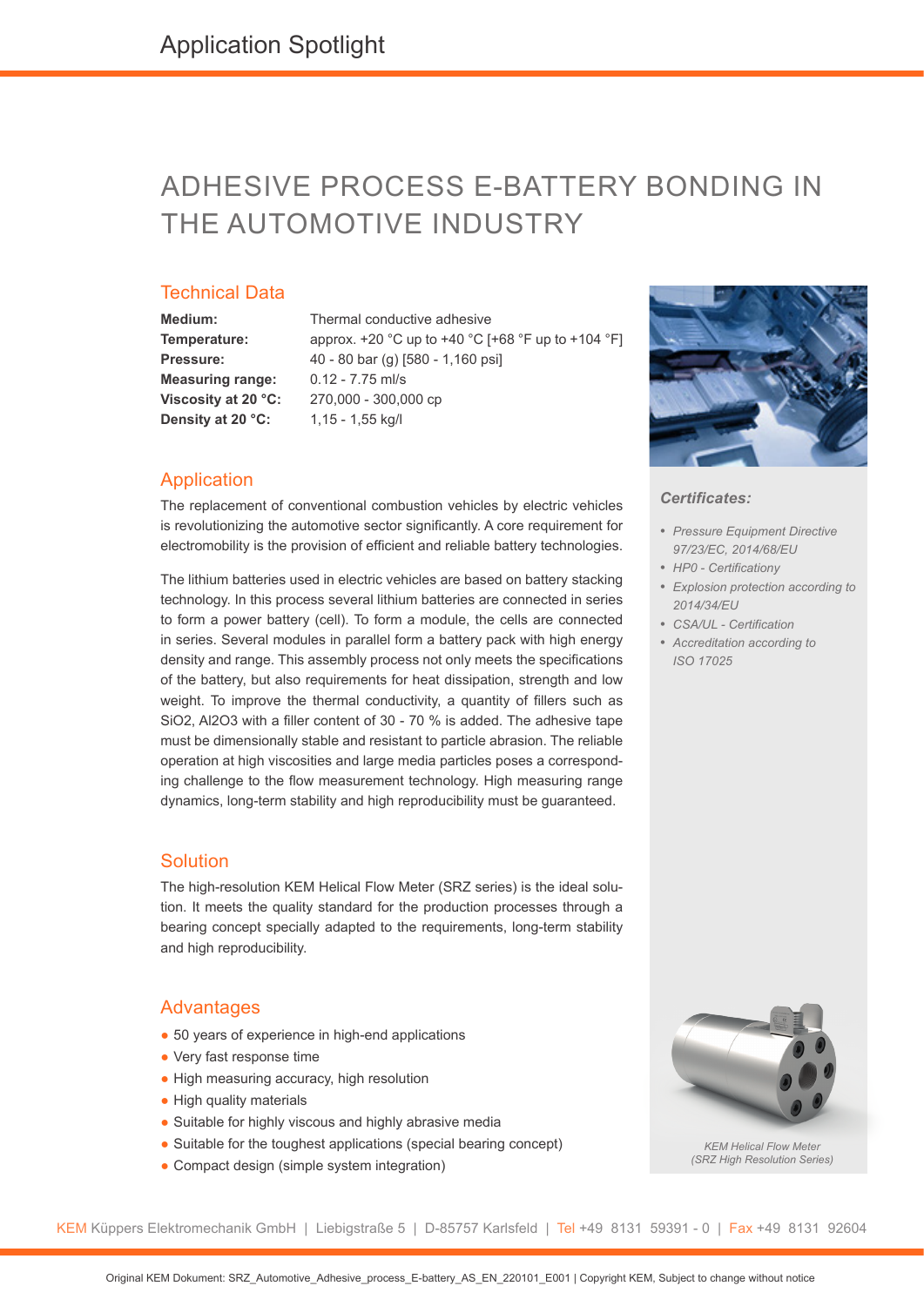# ADHESIVE PROCESS E-BATTERY BONDING IN THE AUTOMOTIVE INDUSTRY

## Technical Data

| | |
|---|---|
| **Medium:** | Thermal conductive adhesive |
| **Temperature:** | approx. +20 °C up to +40 °C [+68 °F up to +104 °F] |
| **Pressure:** | 40 - 80 bar (g) [580 - 1,160 psi] |
| **Measuring range:** | 0.12 - 7.75 ml/s |
| **Viscosity at 20 °C:** | 270,000 - 300,000 cp |
| **Density at 20 °C:** | 1,15 - 1,55 kg/l |

## Application

The replacement of conventional combustion vehicles by electric vehicles is revolutionizing the automotive sector significantly. A core requirement for electromobility is the provision of efficient and reliable battery technologies.

The lithium batteries used in electric vehicles are based on battery stacking technology. In this process several lithium batteries are connected in series to form a power battery (cell). To form a module, the cells are connected in series. Several modules in parallel form a battery pack with high energy density and range. This assembly process not only meets the specifications of the battery, but also requirements for heat dissipation, strength and low weight. To improve the thermal conductivity, a quantity of fillers such as $SiO_2$, $Al_2O_3$ with a filler content of 30 - 70 % is added. The adhesive tape must be dimensionally stable and resistant to particle abrasion. The reliable operation at high viscosities and large media particles poses a corresponding challenge to the flow measurement technology. High measuring range dynamics, long-term stability and high reproducibility must be guaranteed.

## Solution

The high-resolution KEM Helical Flow Meter (SRZ series) is the ideal solution. It meets the quality standard for the production processes through a bearing concept specially adapted to the requirements, long-term stability and high reproducibility.

## Advantages

- 50 years of experience in high-end applications
- Very fast response time
- High measuring accuracy, high resolution
- High quality materials
- Suitable for highly viscous and highly abrasive media
- Suitable for the toughest applications (special bearing concept)
- Compact design (simple system integration)

***Certificates:***

- *Pressure Equipment Directive 97/23/EC, 2014/68/EU*
- *HP0 - Certificationy*
- *Explosion protection according to 2014/34/EU*
- *CSA/UL - Certification*
- *Accreditation according to ISO 17025*

*KEM Helical Flow Meter (SRZ High Resolution Series)*

KEM Küppers Elektromechanik GmbH | Liebigstraße 5 | D-85757 Karlsfeld | Tel +49 8131 59391 - 0 | Fax +49 8131 92604

Original KEM Dokument: SRZ_Automotive_Adhesive_process_E-battery_AS_EN_220101_E001 | Copyright KEM, Subject to change without notice